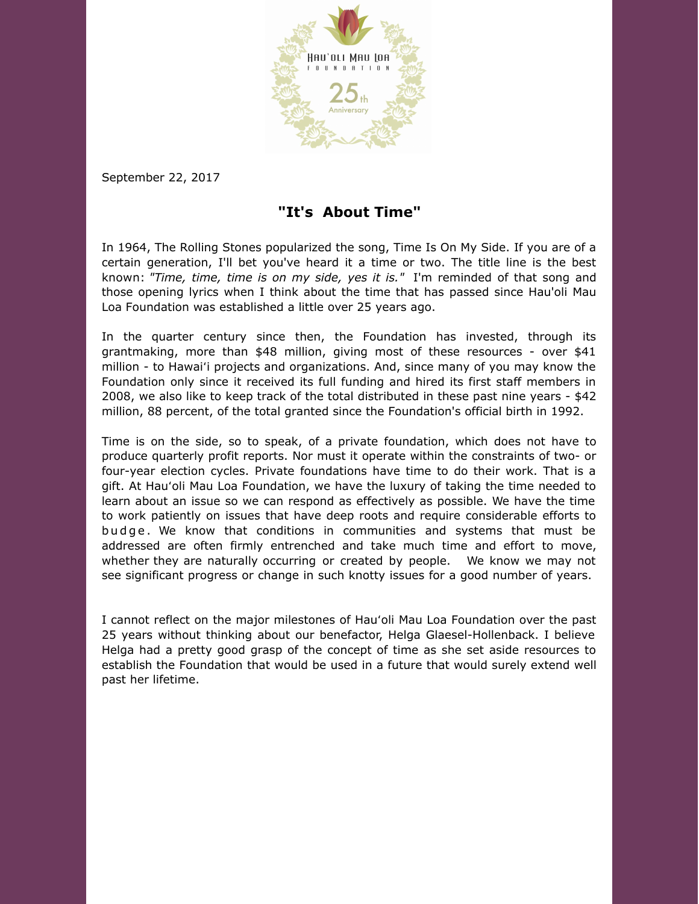September 22, 2017

## "It's About Time"

In 1964, The Rolling Stones popularized the song, Time Is On My Side. If you are of a certain generation, I'll bet you've heard it a time or two. The title line is the best known: *"Time, time, time is on my side, yes it is."* I'm reminded of that song and those opening lyrics when I think about the time that has passed since Hau'oli Mau Loa Foundation was established a little over 25 years ago.

In the quarter century since then, the Foundation has invested, through its grantmaking, more than $48 million, giving most of these resources - over $41 million - to Hawai'i projects and organizations. And, since many of you may know the Foundation only since it received its full funding and hired its first staff members in 2008, we also like to keep track of the total distributed in these past nine years - $42 million, 88 percent, of the total granted since the Foundation's official birth in 1992.

Time is on the side, so to speak, of a private foundation, which does not have to produce quarterly profit reports. Nor must it operate within the constraints of two- or four-year election cycles. Private foundations have time to do their work. That is a gift. At Hau'oli Mau Loa Foundation, we have the luxury of taking the time needed to learn about an issue so we can respond as effectively as possible. We have the time to work patiently on issues that have deep roots and require considerable efforts to budge. We know that conditions in communities and systems that must be addressed are often firmly entrenched and take much time and effort to move, whether they are naturally occurring or created by people. We know we may not see significant progress or change in such knotty issues for a good number of years.

I cannot reflect on the major milestones of Hau'oli Mau Loa Foundation over the past 25 years without thinking about our benefactor, Helga Glaesel-Hollenback. I believe Helga had a pretty good grasp of the concept of time as she set aside resources to establish the Foundation that would be used in a future that would surely extend well past her lifetime.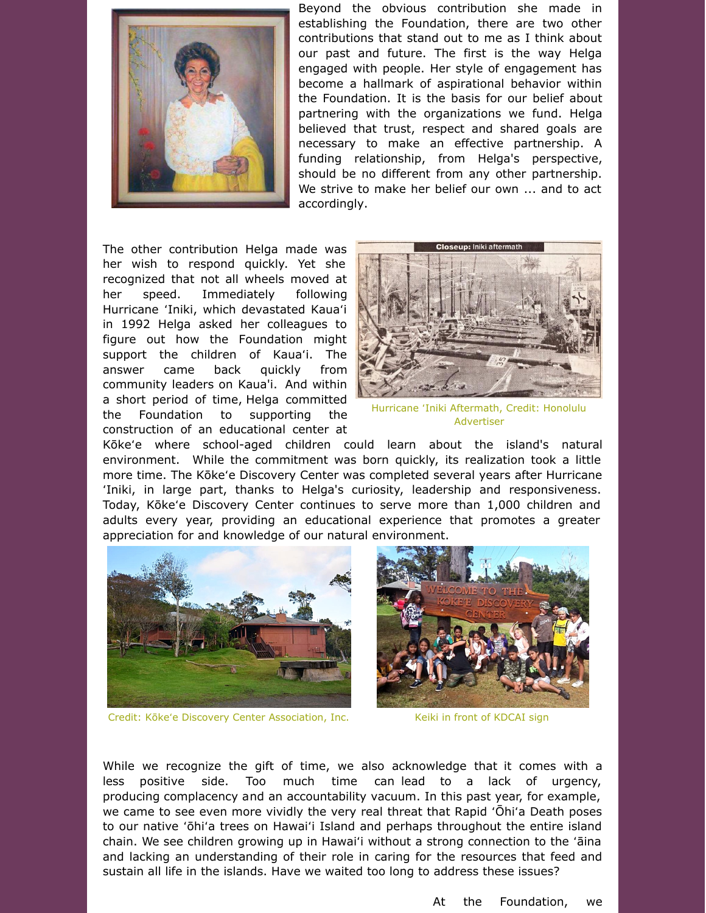Beyond the obvious contribution she made in establishing the Foundation, there are two other contributions that stand out to me as I think about our past and future. The first is the way Helga engaged with people. Her style of engagement has become a hallmark of aspirational behavior within the Foundation. It is the basis for our belief about partnering with the organizations we fund. Helga believed that trust, respect and shared goals are necessary to make an effective partnership. A funding relationship, from Helga's perspective, should be no different from any other partnership. We strive to make her belief our own ... and to act accordingly.

The other contribution Helga made was her wish to respond quickly. Yet she recognized that not all wheels moved at her speed. Immediately following Hurricane ʻIniki, which devastated Kauaʻi in 1992 Helga asked her colleagues to figure out how the Foundation might support the children of Kauaʻi. The answer came back quickly from community leaders on Kaua'i. And within a short period of time, Helga committed the Foundation to supporting the construction of an educational center at Kōkeʻe where school-aged children could learn about the island's natural environment. While the commitment was born quickly, its realization took a little more time. The Kōkeʻe Discovery Center was completed several years after Hurricane ʻIniki, in large part, thanks to Helga's curiosity, leadership and responsiveness. Today, Kōkeʻe Discovery Center continues to serve more than 1,000 children and adults every year, providing an educational experience that promotes a greater appreciation for and knowledge of our natural environment.

Hurricane ʻIniki Aftermath, Credit: Honolulu Advertiser

Credit: Kōkeʻe Discovery Center Association, Inc.

Keiki in front of KDCAI sign

While we recognize the gift of time, we also acknowledge that it comes with a less positive side. Too much time can lead to a lack of urgency, producing complacency and an accountability vacuum. In this past year, for example, we came to see even more vividly the very real threat that Rapid ʻŌhiʻa Death poses to our native ʻōhiʻa trees on Hawaiʻi Island and perhaps throughout the entire island chain. We see children growing up in Hawaiʻi without a strong connection to the ʻāina and lacking an understanding of their role in caring for the resources that feed and sustain all life in the islands. Have we waited too long to address these issues?

At the Foundation, we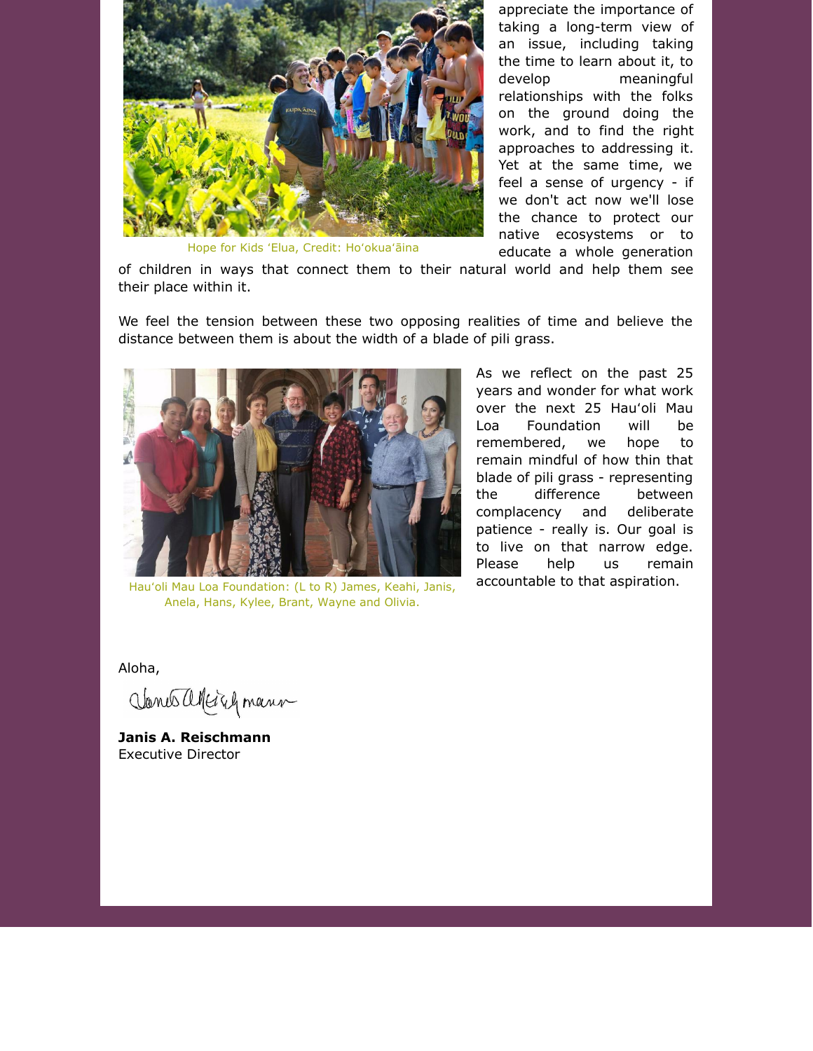appreciate the importance of taking a long-term view of an issue, including taking the time to learn about it, to develop meaningful relationships with the folks on the ground doing the work, and to find the right approaches to addressing it. Yet at the same time, we feel a sense of urgency - if we don't act now we'll lose the chance to protect our native ecosystems or to educate a whole generation of children in ways that connect them to their natural world and help them see their place within it.

Hope for Kids ʻElua, Credit: Hoʻokuaʻāina

We feel the tension between these two opposing realities of time and believe the distance between them is about the width of a blade of pili grass.

As we reflect on the past 25 years and wonder for what work over the next 25 Hauʻoli Mau Loa Foundation will be remembered, we hope to remain mindful of how thin that blade of pili grass - representing the difference between complacency and deliberate patience - really is. Our goal is to live on that narrow edge. Please help us remain accountable to that aspiration.

Hauʻoli Mau Loa Foundation: (L to R) James, Keahi, Janis, Anela, Hans, Kylee, Brant, Wayne and Olivia.

Aloha,

**Janis A. Reischmann**
Executive Director